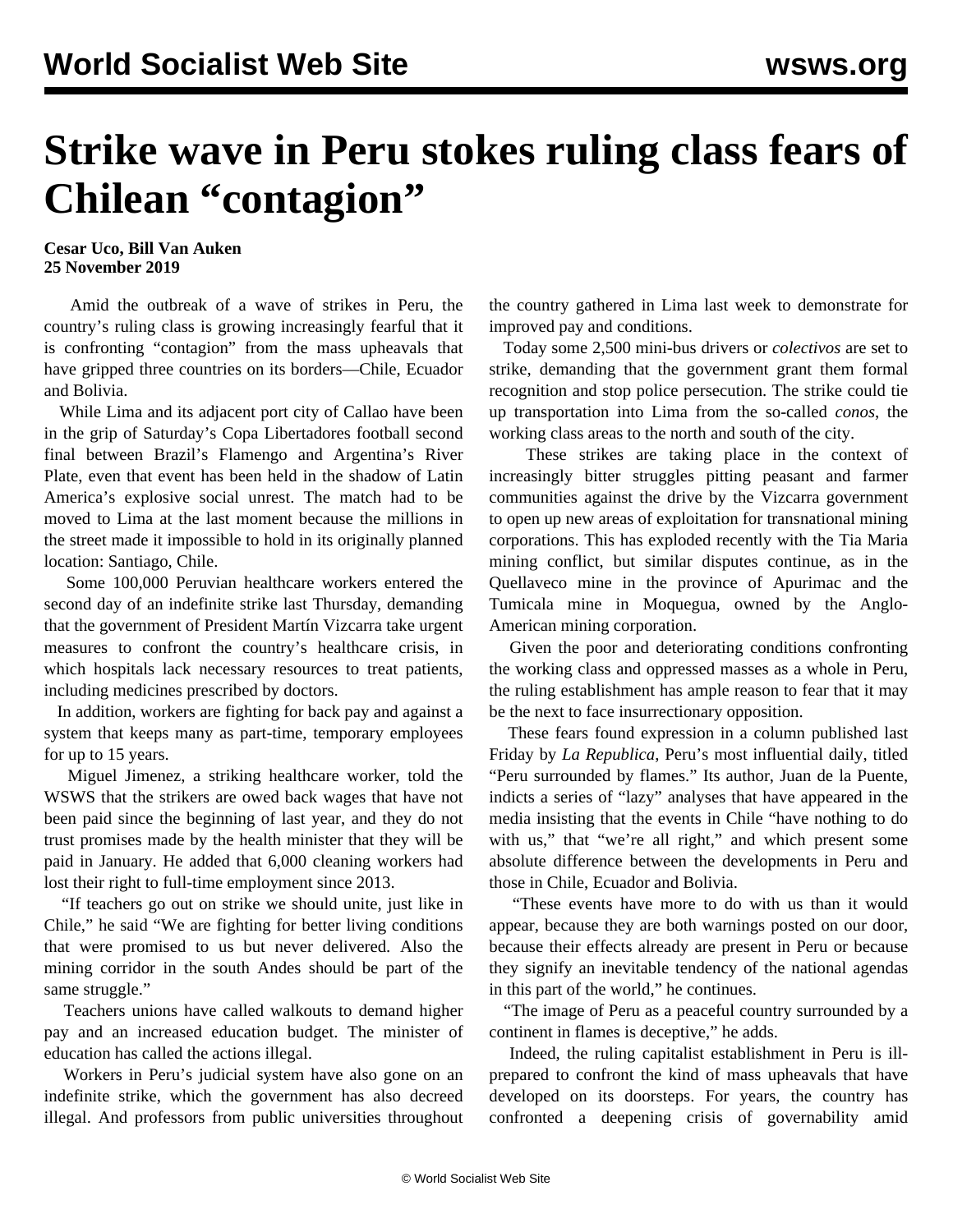# Strike wave in Peru stokes ruling class fears of Chilean "contagion"

**Cesar Uco, Bill Van Auken**
**25 November 2019**

Amid the outbreak of a wave of strikes in Peru, the country's ruling class is growing increasingly fearful that it is confronting "contagion" from the mass upheavals that have gripped three countries on its borders—Chile, Ecuador and Bolivia.

While Lima and its adjacent port city of Callao have been in the grip of Saturday's Copa Libertadores football second final between Brazil's Flamengo and Argentina's River Plate, even that event has been held in the shadow of Latin America's explosive social unrest. The match had to be moved to Lima at the last moment because the millions in the street made it impossible to hold in its originally planned location: Santiago, Chile.

Some 100,000 Peruvian healthcare workers entered the second day of an indefinite strike last Thursday, demanding that the government of President Martín Vizcarra take urgent measures to confront the country's healthcare crisis, in which hospitals lack necessary resources to treat patients, including medicines prescribed by doctors.

In addition, workers are fighting for back pay and against a system that keeps many as part-time, temporary employees for up to 15 years.

Miguel Jimenez, a striking healthcare worker, told the WSWS that the strikers are owed back wages that have not been paid since the beginning of last year, and they do not trust promises made by the health minister that they will be paid in January. He added that 6,000 cleaning workers had lost their right to full-time employment since 2013.

"If teachers go out on strike we should unite, just like in Chile," he said "We are fighting for better living conditions that were promised to us but never delivered. Also the mining corridor in the south Andes should be part of the same struggle."

Teachers unions have called walkouts to demand higher pay and an increased education budget. The minister of education has called the actions illegal.

Workers in Peru's judicial system have also gone on an indefinite strike, which the government has also decreed illegal. And professors from public universities throughout the country gathered in Lima last week to demonstrate for improved pay and conditions.

Today some 2,500 mini-bus drivers or *colectivos* are set to strike, demanding that the government grant them formal recognition and stop police persecution. The strike could tie up transportation into Lima from the so-called *conos*, the working class areas to the north and south of the city.

These strikes are taking place in the context of increasingly bitter struggles pitting peasant and farmer communities against the drive by the Vizcarra government to open up new areas of exploitation for transnational mining corporations. This has exploded recently with the Tia Maria mining conflict, but similar disputes continue, as in the Quellaveco mine in the province of Apurimac and the Tumicala mine in Moquegua, owned by the Anglo-American mining corporation.

Given the poor and deteriorating conditions confronting the working class and oppressed masses as a whole in Peru, the ruling establishment has ample reason to fear that it may be the next to face insurrectionary opposition.

These fears found expression in a column published last Friday by *La Republica*, Peru's most influential daily, titled "Peru surrounded by flames." Its author, Juan de la Puente, indicts a series of "lazy" analyses that have appeared in the media insisting that the events in Chile "have nothing to do with us," that "we're all right," and which present some absolute difference between the developments in Peru and those in Chile, Ecuador and Bolivia.

"These events have more to do with us than it would appear, because they are both warnings posted on our door, because their effects already are present in Peru or because they signify an inevitable tendency of the national agendas in this part of the world," he continues.

"The image of Peru as a peaceful country surrounded by a continent in flames is deceptive," he adds.

Indeed, the ruling capitalist establishment in Peru is ill-prepared to confront the kind of mass upheavals that have developed on its doorsteps. For years, the country has confronted a deepening crisis of governability amid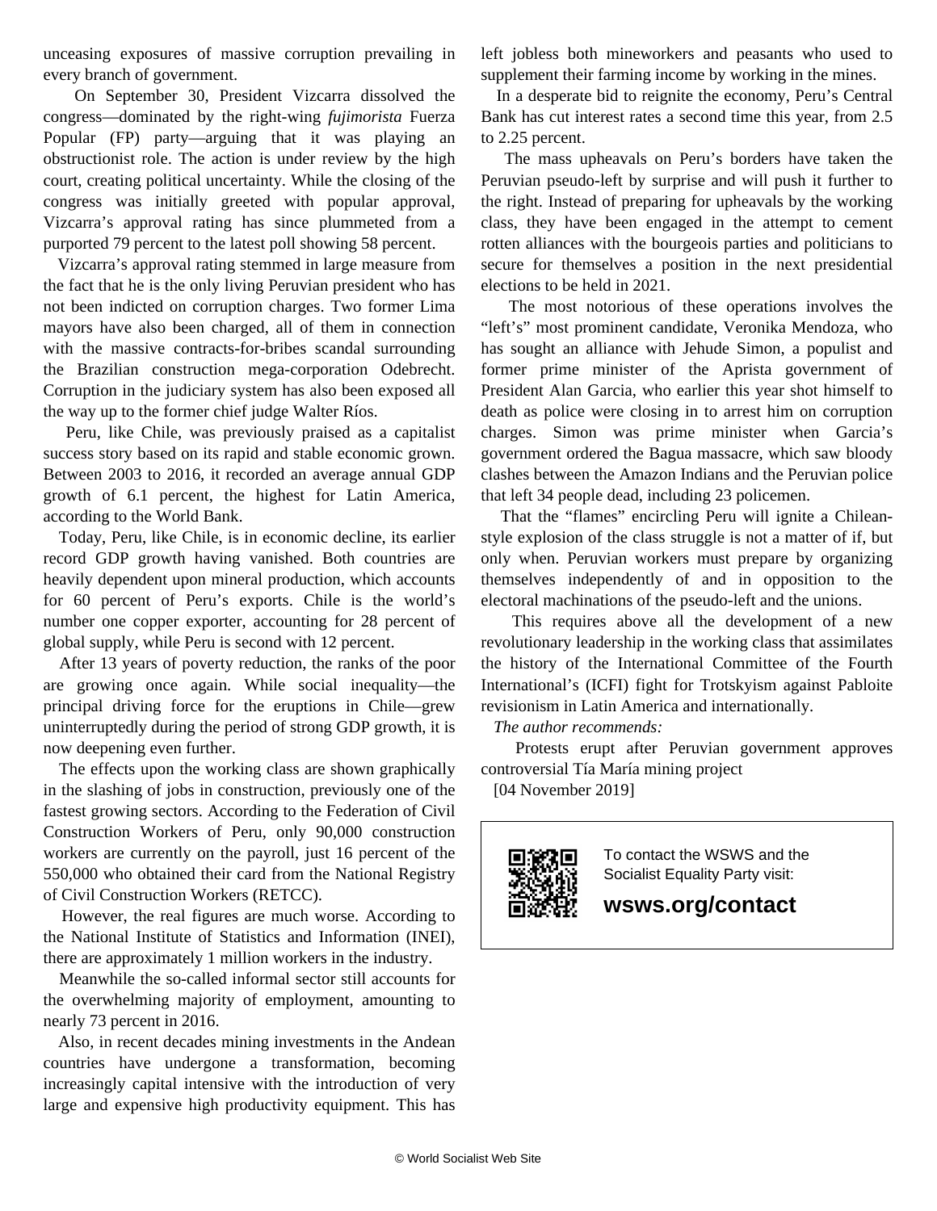unceasing exposures of massive corruption prevailing in every branch of government.

On September 30, President Vizcarra dissolved the congress—dominated by the right-wing *fujimorista* Fuerza Popular (FP) party—arguing that it was playing an obstructionist role. The action is under review by the high court, creating political uncertainty. While the closing of the congress was initially greeted with popular approval, Vizcarra's approval rating has since plummeted from a purported 79 percent to the latest poll showing 58 percent.

Vizcarra's approval rating stemmed in large measure from the fact that he is the only living Peruvian president who has not been indicted on corruption charges. Two former Lima mayors have also been charged, all of them in connection with the massive contracts-for-bribes scandal surrounding the Brazilian construction mega-corporation Odebrecht. Corruption in the judiciary system has also been exposed all the way up to the former chief judge Walter Ríos.

Peru, like Chile, was previously praised as a capitalist success story based on its rapid and stable economic grown. Between 2003 to 2016, it recorded an average annual GDP growth of 6.1 percent, the highest for Latin America, according to the World Bank.

Today, Peru, like Chile, is in economic decline, its earlier record GDP growth having vanished. Both countries are heavily dependent upon mineral production, which accounts for 60 percent of Peru's exports. Chile is the world's number one copper exporter, accounting for 28 percent of global supply, while Peru is second with 12 percent.

After 13 years of poverty reduction, the ranks of the poor are growing once again. While social inequality—the principal driving force for the eruptions in Chile—grew uninterruptedly during the period of strong GDP growth, it is now deepening even further.

The effects upon the working class are shown graphically in the slashing of jobs in construction, previously one of the fastest growing sectors. According to the Federation of Civil Construction Workers of Peru, only 90,000 construction workers are currently on the payroll, just 16 percent of the 550,000 who obtained their card from the National Registry of Civil Construction Workers (RETCC).

However, the real figures are much worse. According to the National Institute of Statistics and Information (INEI), there are approximately 1 million workers in the industry.

Meanwhile the so-called informal sector still accounts for the overwhelming majority of employment, amounting to nearly 73 percent in 2016.

Also, in recent decades mining investments in the Andean countries have undergone a transformation, becoming increasingly capital intensive with the introduction of very large and expensive high productivity equipment. This has left jobless both mineworkers and peasants who used to supplement their farming income by working in the mines.

In a desperate bid to reignite the economy, Peru's Central Bank has cut interest rates a second time this year, from 2.5 to 2.25 percent.

The mass upheavals on Peru's borders have taken the Peruvian pseudo-left by surprise and will push it further to the right. Instead of preparing for upheavals by the working class, they have been engaged in the attempt to cement rotten alliances with the bourgeois parties and politicians to secure for themselves a position in the next presidential elections to be held in 2021.

The most notorious of these operations involves the "left's" most prominent candidate, Veronika Mendoza, who has sought an alliance with Jehude Simon, a populist and former prime minister of the Aprista government of President Alan Garcia, who earlier this year shot himself to death as police were closing in to arrest him on corruption charges. Simon was prime minister when Garcia's government ordered the Bagua massacre, which saw bloody clashes between the Amazon Indians and the Peruvian police that left 34 people dead, including 23 policemen.

That the "flames" encircling Peru will ignite a Chilean-style explosion of the class struggle is not a matter of if, but only when. Peruvian workers must prepare by organizing themselves independently of and in opposition to the electoral machinations of the pseudo-left and the unions.

This requires above all the development of a new revolutionary leadership in the working class that assimilates the history of the International Committee of the Fourth International's (ICFI) fight for Trotskyism against Pabloite revisionism in Latin America and internationally.

*The author recommends:*

Protests erupt after Peruvian government approves controversial Tía María mining project
[04 November 2019]

To contact the WSWS and the Socialist Equality Party visit:

**wsws.org/contact**